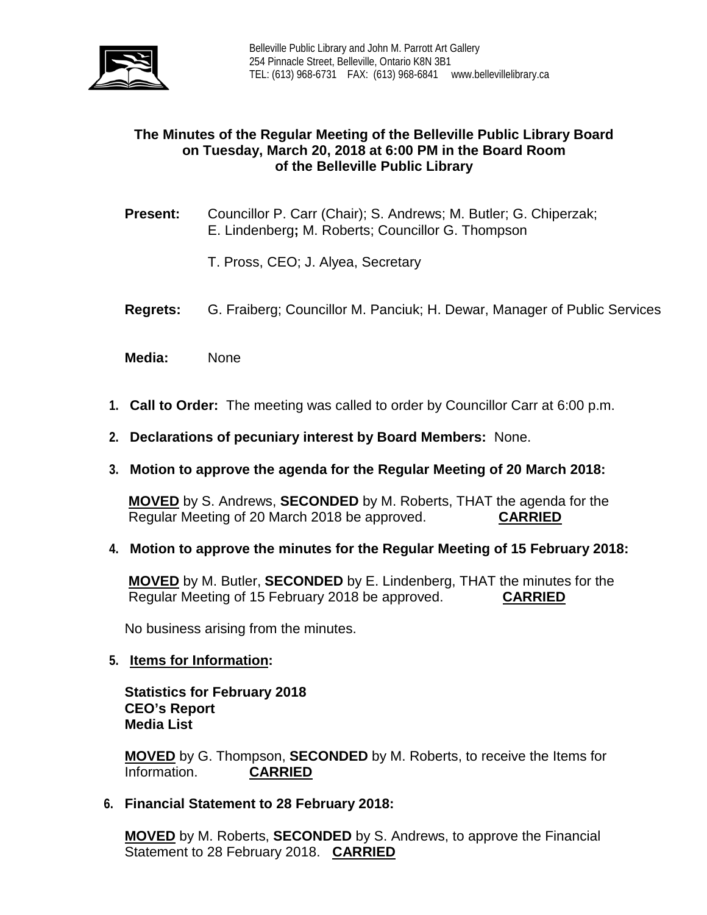Belleville Public Library and John M. Parrott Art Gallery
254 Pinnacle Street, Belleville, Ontario K8N 3B1
TEL: (613) 968-6731 FAX: (613) 968-6841 www.bellevillelibrary.ca

## The Minutes of the Regular Meeting of the Belleville Public Library Board on Tuesday, March 20, 2018 at 6:00 PM in the Board Room of the Belleville Public Library

**Present:** Councillor P. Carr (Chair); S. Andrews; M. Butler; G. Chiperzak; E. Lindenberg**;** M. Roberts; Councillor G. Thompson

T. Pross, CEO; J. Alyea, Secretary

**Regrets:** G. Fraiberg; Councillor M. Panciuk; H. Dewar, Manager of Public Services

**Media:** None

1. **Call to Order:** The meeting was called to order by Councillor Carr at 6:00 p.m.

2. **Declarations of pecuniary interest by Board Members:** None.

3. **Motion to approve the agenda for the Regular Meeting of 20 March 2018:**

   **MOVED** by S. Andrews, **SECONDED** by M. Roberts, THAT the agenda for the Regular Meeting of 20 March 2018 be approved. **CARRIED**

4. **Motion to approve the minutes for the Regular Meeting of 15 February 2018:**

   **MOVED** by M. Butler, **SECONDED** by E. Lindenberg, THAT the minutes for the Regular Meeting of 15 February 2018 be approved. **CARRIED**

   No business arising from the minutes.

5. **Items for Information:**

   **Statistics for February 2018**
   **CEO's Report**
   **Media List**

   **MOVED** by G. Thompson, **SECONDED** by M. Roberts, to receive the Items for Information. **CARRIED**

6. **Financial Statement to 28 February 2018:**

   **MOVED** by M. Roberts, **SECONDED** by S. Andrews, to approve the Financial Statement to 28 February 2018. **CARRIED**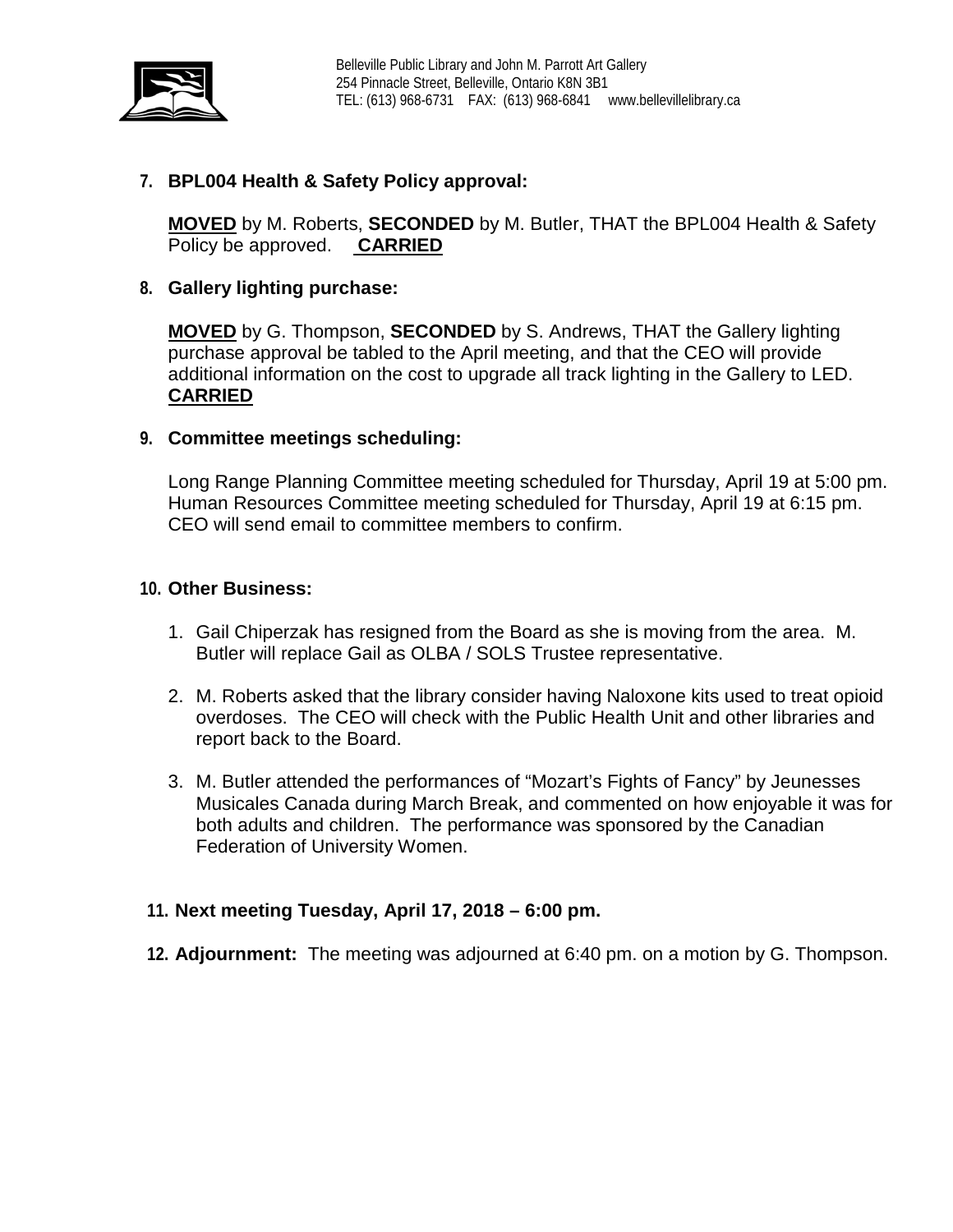Belleville Public Library and John M. Parrott Art Gallery
254 Pinnacle Street, Belleville, Ontario K8N 3B1
TEL: (613) 968-6731 FAX: (613) 968-6841 www.bellevillelibrary.ca

**7. BPL004 Health & Safety Policy approval:**

**MOVED** by M. Roberts, **SECONDED** by M. Butler, THAT the BPL004 Health & Safety Policy be approved. **CARRIED**

**8. Gallery lighting purchase:**

**MOVED** by G. Thompson, **SECONDED** by S. Andrews, THAT the Gallery lighting purchase approval be tabled to the April meeting, and that the CEO will provide additional information on the cost to upgrade all track lighting in the Gallery to LED. **CARRIED**

**9. Committee meetings scheduling:**

Long Range Planning Committee meeting scheduled for Thursday, April 19 at 5:00 pm.
Human Resources Committee meeting scheduled for Thursday, April 19 at 6:15 pm.
CEO will send email to committee members to confirm.

**10. Other Business:**

1. Gail Chiperzak has resigned from the Board as she is moving from the area. M. Butler will replace Gail as OLBA / SOLS Trustee representative.
2. M. Roberts asked that the library consider having Naloxone kits used to treat opioid overdoses. The CEO will check with the Public Health Unit and other libraries and report back to the Board.
3. M. Butler attended the performances of "Mozart's Fights of Fancy" by Jeunesses Musicales Canada during March Break, and commented on how enjoyable it was for both adults and children. The performance was sponsored by the Canadian Federation of University Women.

**11. Next meeting Tuesday, April 17, 2018 – 6:00 pm.**

**12. Adjournment:** The meeting was adjourned at 6:40 pm. on a motion by G. Thompson.